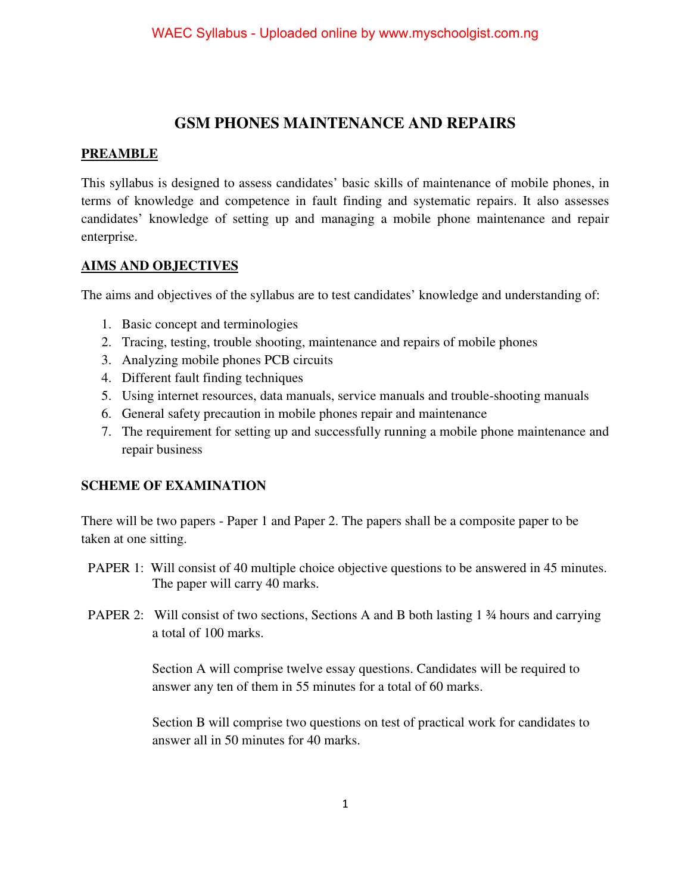# GSM PHONES MAINTENANCE AND REPAIRS

## PREAMBLE

This syllabus is designed to assess candidates' basic skills of maintenance of mobile phones, in terms of knowledge and competence in fault finding and systematic repairs. It also assesses candidates' knowledge of setting up and managing a mobile phone maintenance and repair enterprise.

## AIMS AND OBJECTIVES

The aims and objectives of the syllabus are to test candidates' knowledge and understanding of:

1. Basic concept and terminologies
2. Tracing, testing, trouble shooting, maintenance and repairs of mobile phones
3. Analyzing mobile phones PCB circuits
4. Different fault finding techniques
5. Using internet resources, data manuals, service manuals and trouble-shooting manuals
6. General safety precaution in mobile phones repair and maintenance
7. The requirement for setting up and successfully running a mobile phone maintenance and repair business

## SCHEME OF EXAMINATION

There will be two papers - Paper 1 and Paper 2. The papers shall be a composite paper to be taken at one sitting.

PAPER 1: Will consist of 40 multiple choice objective questions to be answered in 45 minutes. The paper will carry 40 marks.

PAPER 2: Will consist of two sections, Sections A and B both lasting 1 ¾ hours and carrying a total of 100 marks.

Section A will comprise twelve essay questions. Candidates will be required to answer any ten of them in 55 minutes for a total of 60 marks.

Section B will comprise two questions on test of practical work for candidates to answer all in 50 minutes for 40 marks.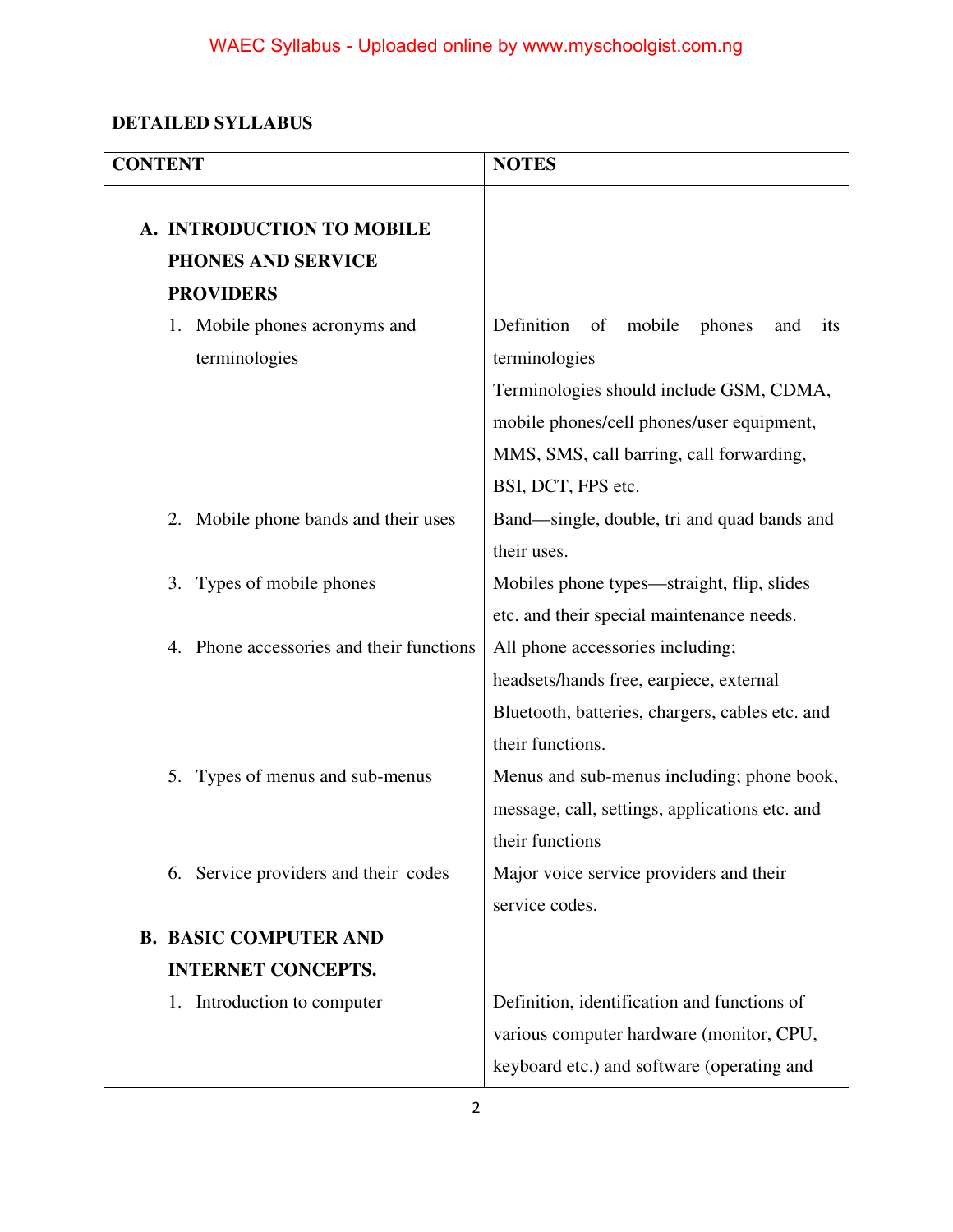## DETAILED SYLLABUS

| CONTENT | NOTES |
|---|---|
| **A. INTRODUCTION TO MOBILE PHONES AND SERVICE PROVIDERS** | |
| 1. Mobile phones acronyms and terminologies | Definition of mobile phones and its terminologies<br>Terminologies should include GSM, CDMA, mobile phones/cell phones/user equipment, MMS, SMS, call barring, call forwarding, BSI, DCT, FPS etc. |
| 2. Mobile phone bands and their uses | Band—single, double, tri and quad bands and their uses. |
| 3. Types of mobile phones | Mobiles phone types—straight, flip, slides etc. and their special maintenance needs. |
| 4. Phone accessories and their functions | All phone accessories including; headsets/hands free, earpiece, external Bluetooth, batteries, chargers, cables etc. and their functions. |
| 5. Types of menus and sub-menus | Menus and sub-menus including; phone book, message, call, settings, applications etc. and their functions |
| 6. Service providers and their codes | Major voice service providers and their service codes. |
| **B. BASIC COMPUTER AND INTERNET CONCEPTS.** | |
| 1. Introduction to computer | Definition, identification and functions of various computer hardware (monitor, CPU, keyboard etc.) and software (operating and |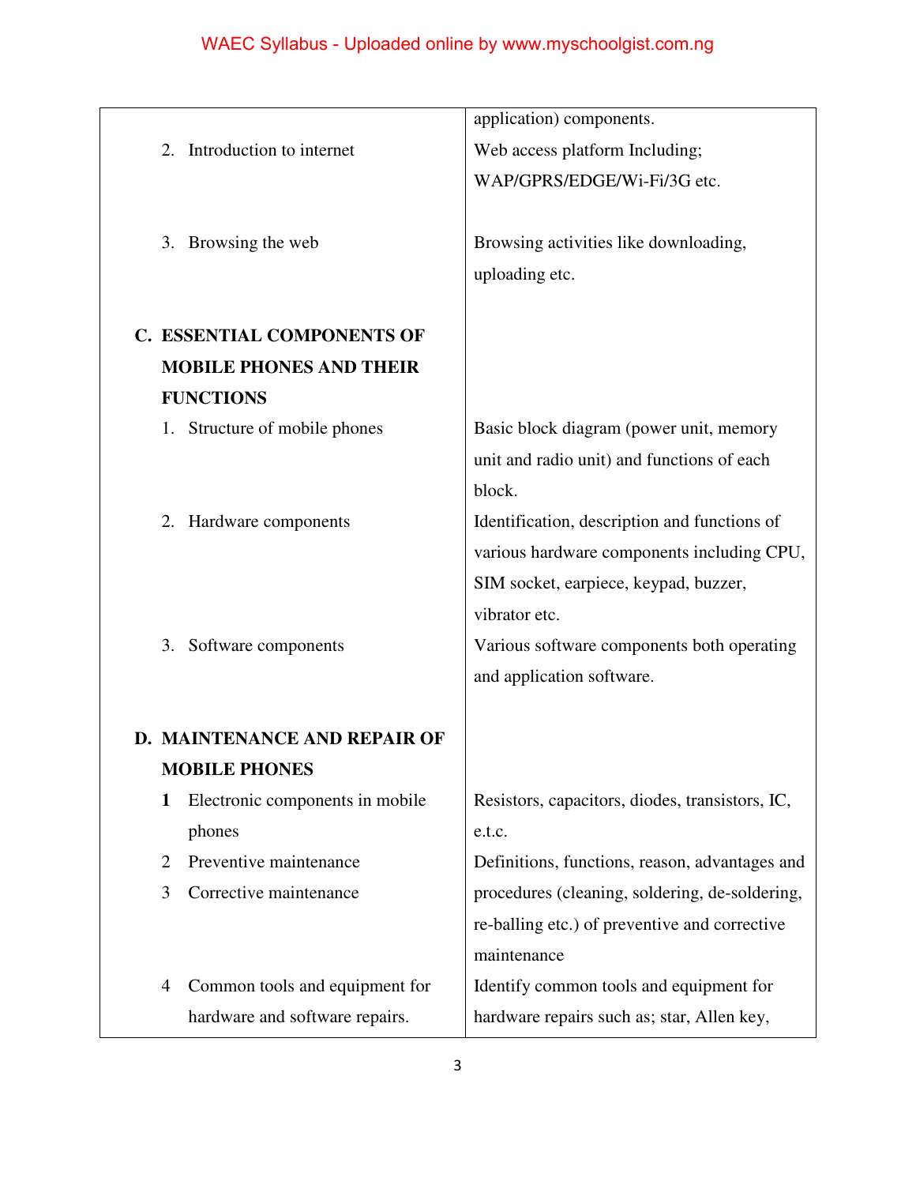| | |
|---|---|
| | application) components. |
| 2. Introduction to internet | Web access platform Including; WAP/GPRS/EDGE/Wi-Fi/3G etc. |
| 3. Browsing the web | Browsing activities like downloading, uploading etc. |
| **C. ESSENTIAL COMPONENTS OF MOBILE PHONES AND THEIR FUNCTIONS** | |
| 1. Structure of mobile phones | Basic block diagram (power unit, memory unit and radio unit) and functions of each block. |
| 2. Hardware components | Identification, description and functions of various hardware components including CPU, SIM socket, earpiece, keypad, buzzer, vibrator etc. |
| 3. Software components | Various software components both operating and application software. |
| **D. MAINTENANCE AND REPAIR OF MOBILE PHONES** | |
| **1** Electronic components in mobile phones | Resistors, capacitors, diodes, transistors, IC, e.t.c. |
| 2 Preventive maintenance<br>3 Corrective maintenance | Definitions, functions, reason, advantages and procedures (cleaning, soldering, de-soldering, re-balling etc.) of preventive and corrective maintenance |
| 4 Common tools and equipment for hardware and software repairs. | Identify common tools and equipment for hardware repairs such as; star, Allen key, |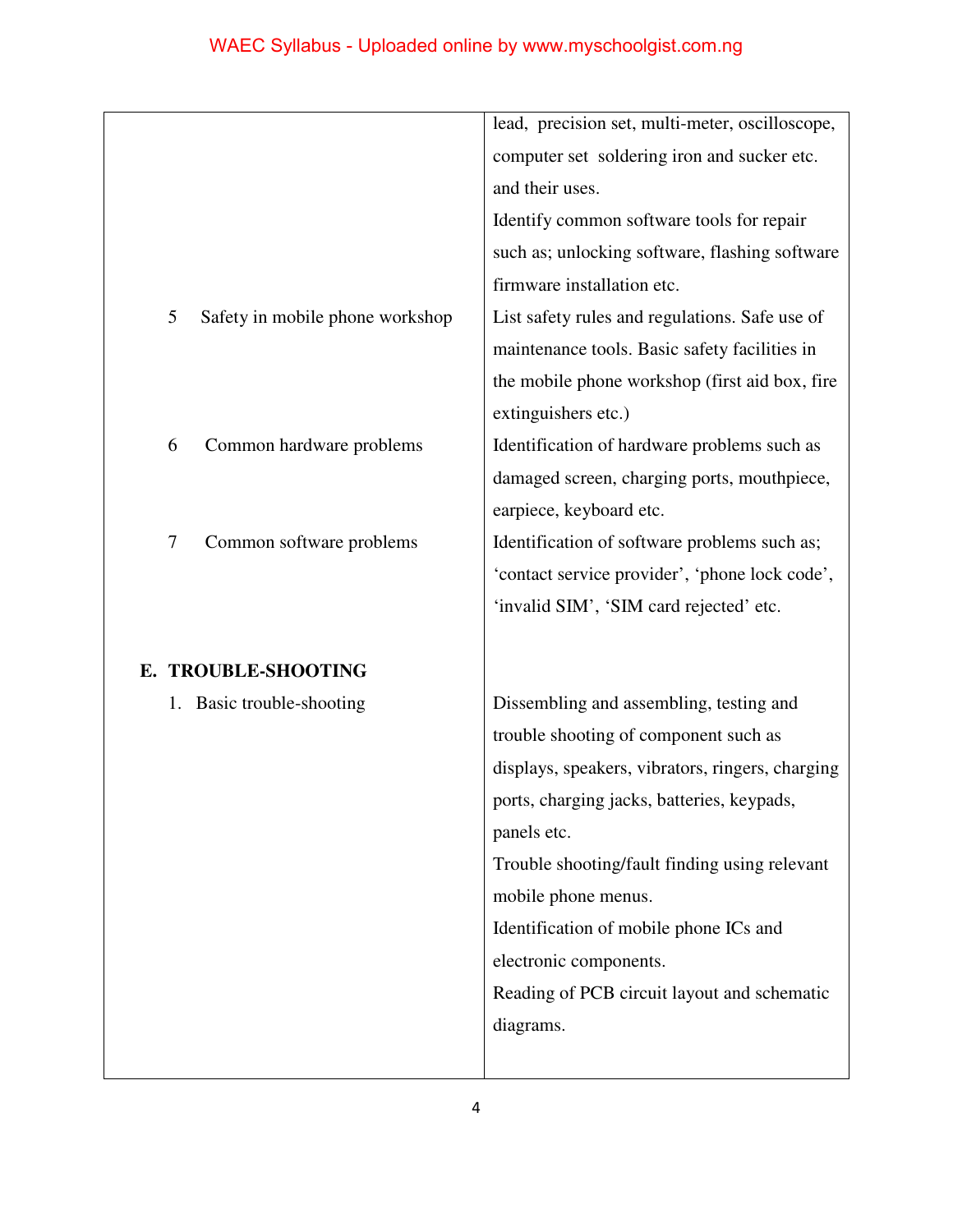| | |
|---|---|
| | lead, precision set, multi-meter, oscilloscope, computer set soldering iron and sucker etc. and their uses.<br>Identify common software tools for repair such as; unlocking software, flashing software firmware installation etc. |
| 5 Safety in mobile phone workshop | List safety rules and regulations. Safe use of maintenance tools. Basic safety facilities in the mobile phone workshop (first aid box, fire extinguishers etc.) |
| 6 Common hardware problems | Identification of hardware problems such as damaged screen, charging ports, mouthpiece, earpiece, keyboard etc. |
| 7 Common software problems | Identification of software problems such as; 'contact service provider', 'phone lock code', 'invalid SIM', 'SIM card rejected' etc. |
| **E. TROUBLE-SHOOTING** | |
| 1. Basic trouble-shooting | Dissembling and assembling, testing and trouble shooting of component such as displays, speakers, vibrators, ringers, charging ports, charging jacks, batteries, keypads, panels etc.<br>Trouble shooting/fault finding using relevant mobile phone menus.<br>Identification of mobile phone ICs and electronic components.<br>Reading of PCB circuit layout and schematic diagrams. |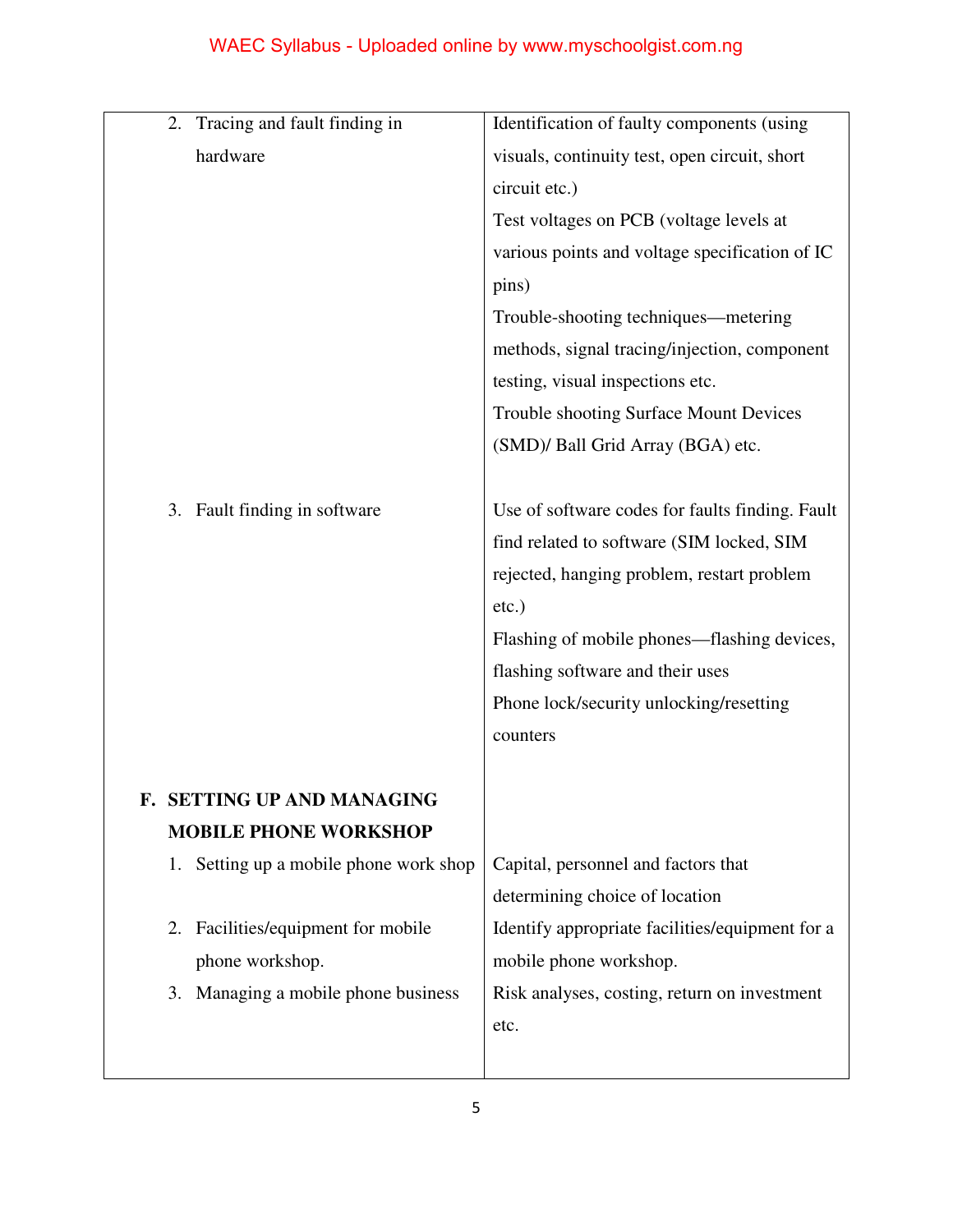| | |
|---|---|
| 2. Tracing and fault finding in hardware | Identification of faulty components (using visuals, continuity test, open circuit, short circuit etc.)<br>Test voltages on PCB (voltage levels at various points and voltage specification of IC pins)<br>Trouble-shooting techniques—metering methods, signal tracing/injection, component testing, visual inspections etc.<br>Trouble shooting Surface Mount Devices (SMD)/ Ball Grid Array (BGA) etc. |
| 3. Fault finding in software | Use of software codes for faults finding. Fault find related to software (SIM locked, SIM rejected, hanging problem, restart problem etc.)<br>Flashing of mobile phones—flashing devices, flashing software and their uses<br>Phone lock/security unlocking/resetting counters |
| **F. SETTING UP AND MANAGING MOBILE PHONE WORKSHOP** | |
| 1. Setting up a mobile phone work shop | Capital, personnel and factors that determining choice of location |
| 2. Facilities/equipment for mobile phone workshop. | Identify appropriate facilities/equipment for a mobile phone workshop. |
| 3. Managing a mobile phone business | Risk analyses, costing, return on investment etc. |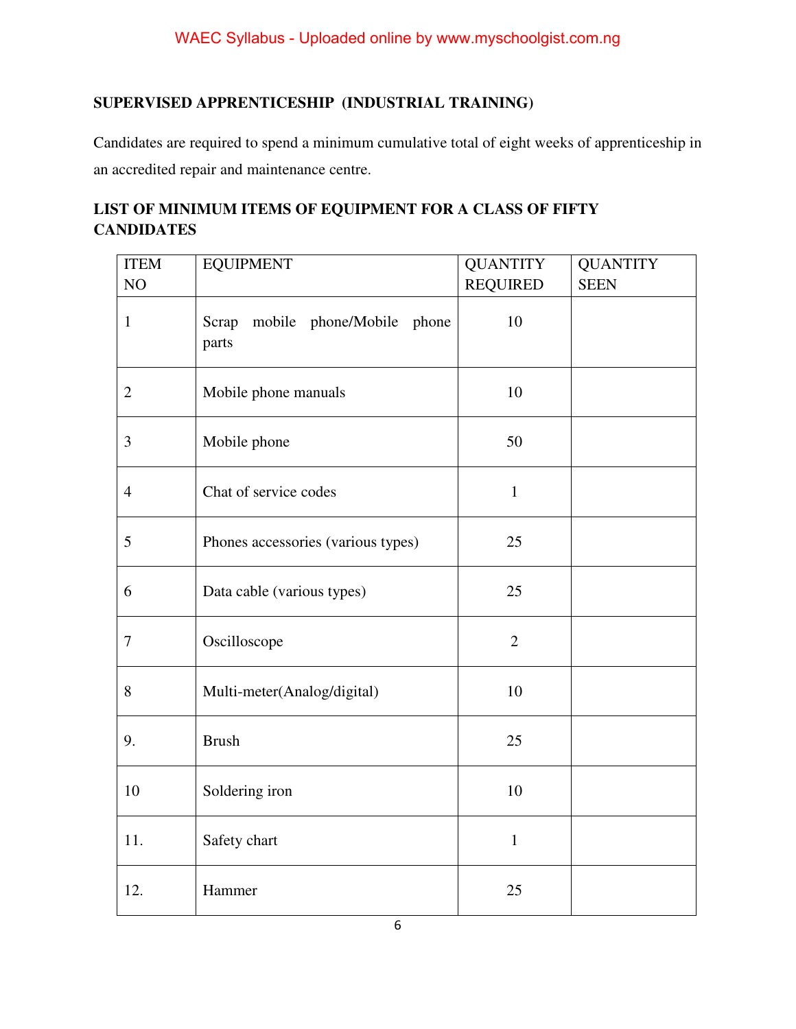**SUPERVISED APPRENTICESHIP (INDUSTRIAL TRAINING)**

Candidates are required to spend a minimum cumulative total of eight weeks of apprenticeship in an accredited repair and maintenance centre.

**LIST OF MINIMUM ITEMS OF EQUIPMENT FOR A CLASS OF FIFTY CANDIDATES**

| ITEM NO | EQUIPMENT | QUANTITY REQUIRED | QUANTITY SEEN |
|---|---|---|---|
| 1 | Scrap mobile phone/Mobile phone parts | 10 | |
| 2 | Mobile phone manuals | 10 | |
| 3 | Mobile phone | 50 | |
| 4 | Chat of service codes | 1 | |
| 5 | Phones accessories (various types) | 25 | |
| 6 | Data cable (various types) | 25 | |
| 7 | Oscilloscope | 2 | |
| 8 | Multi-meter(Analog/digital) | 10 | |
| 9. | Brush | 25 | |
| 10 | Soldering iron | 10 | |
| 11. | Safety chart | 1 | |
| 12. | Hammer | 25 | |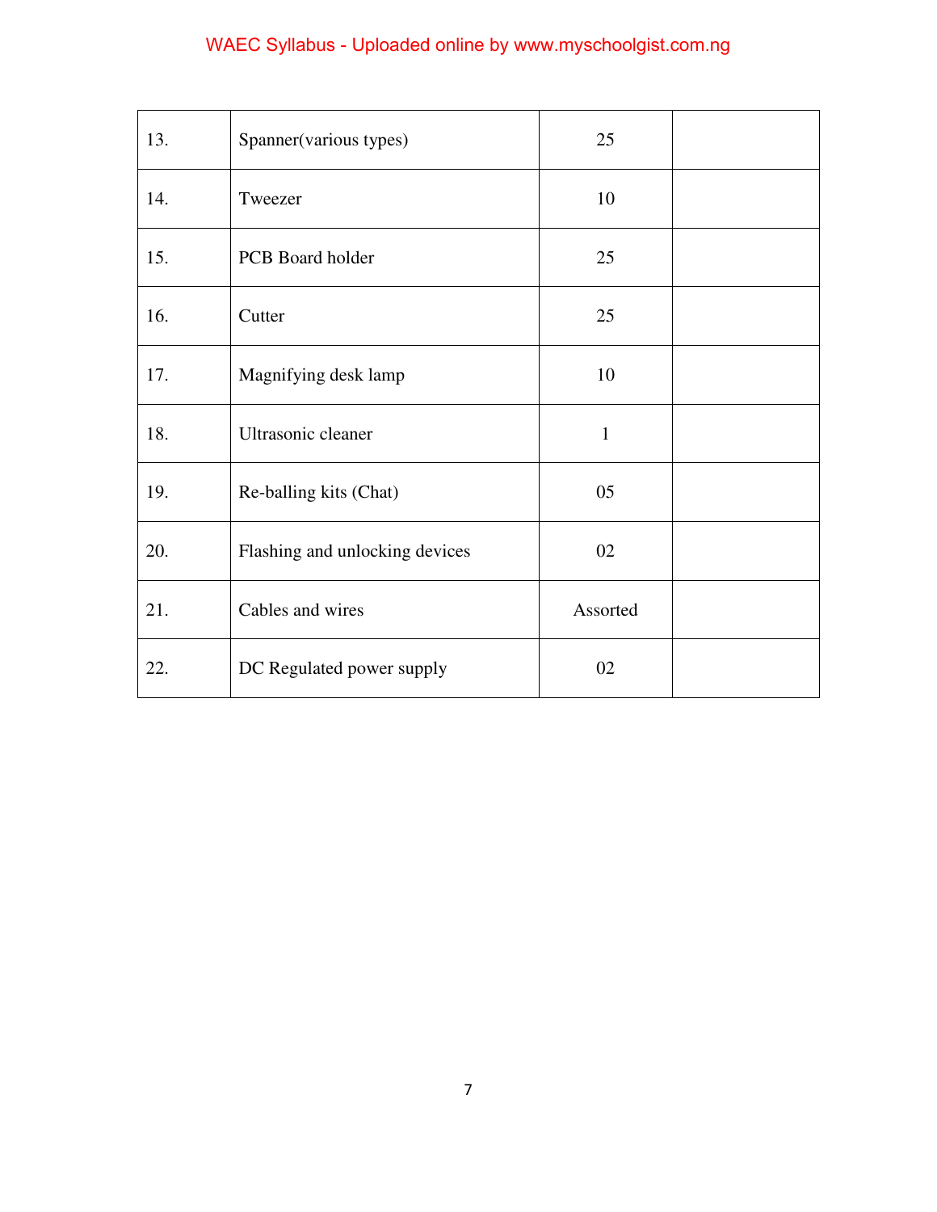| | | | |
|---|---|---|---|
| 13. | Spanner(various types) | 25 | |
| 14. | Tweezer | 10 | |
| 15. | PCB Board holder | 25 | |
| 16. | Cutter | 25 | |
| 17. | Magnifying desk lamp | 10 | |
| 18. | Ultrasonic cleaner | 1 | |
| 19. | Re-balling kits (Chat) | 05 | |
| 20. | Flashing and unlocking devices | 02 | |
| 21. | Cables and wires | Assorted | |
| 22. | DC Regulated power supply | 02 | |